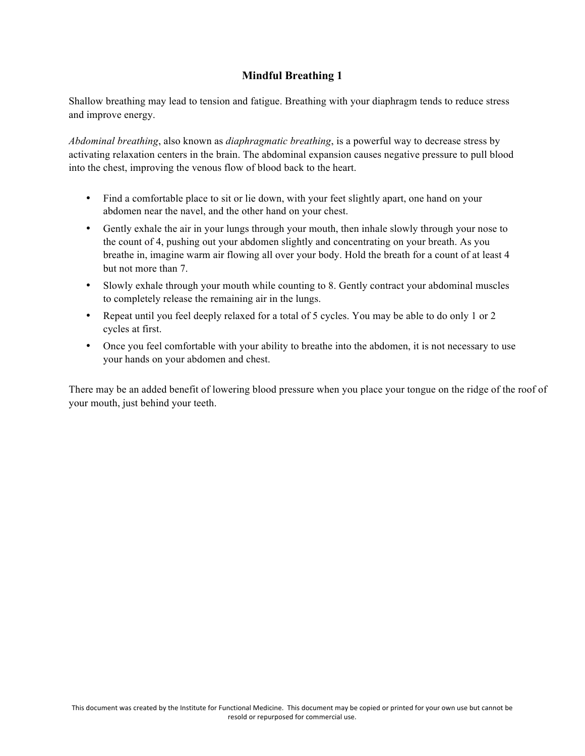# Mindful Breathing 1

Shallow breathing may lead to tension and fatigue. Breathing with your diaphragm tends to reduce stress and improve energy.

*Abdominal breathing*, also known as *diaphragmatic breathing*, is a powerful way to decrease stress by activating relaxation centers in the brain. The abdominal expansion causes negative pressure to pull blood into the chest, improving the venous flow of blood back to the heart.

- Find a comfortable place to sit or lie down, with your feet slightly apart, one hand on your abdomen near the navel, and the other hand on your chest.
- Gently exhale the air in your lungs through your mouth, then inhale slowly through your nose to the count of 4, pushing out your abdomen slightly and concentrating on your breath. As you breathe in, imagine warm air flowing all over your body. Hold the breath for a count of at least 4 but not more than 7.
- Slowly exhale through your mouth while counting to 8. Gently contract your abdominal muscles to completely release the remaining air in the lungs.
- Repeat until you feel deeply relaxed for a total of 5 cycles. You may be able to do only 1 or 2 cycles at first.
- Once you feel comfortable with your ability to breathe into the abdomen, it is not necessary to use your hands on your abdomen and chest.

There may be an added benefit of lowering blood pressure when you place your tongue on the ridge of the roof of your mouth, just behind your teeth.

This document was created by the Institute for Functional Medicine. This document may be copied or printed for your own use but cannot be resold or repurposed for commercial use.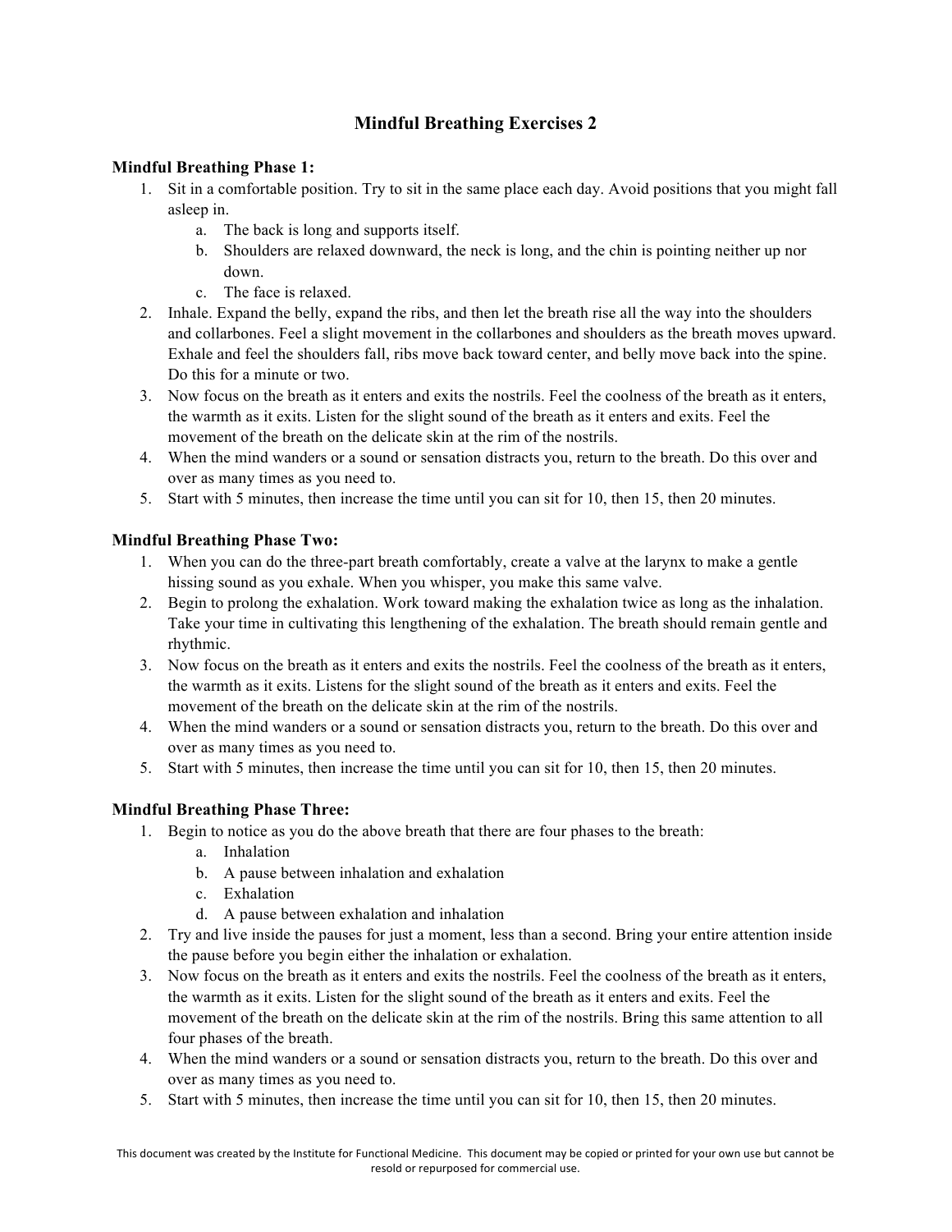# Mindful Breathing Exercises 2

**Mindful Breathing Phase 1:**

1. Sit in a comfortable position. Try to sit in the same place each day. Avoid positions that you might fall asleep in.
    a. The back is long and supports itself.
    b. Shoulders are relaxed downward, the neck is long, and the chin is pointing neither up nor down.
    c. The face is relaxed.
2. Inhale. Expand the belly, expand the ribs, and then let the breath rise all the way into the shoulders and collarbones. Feel a slight movement in the collarbones and shoulders as the breath moves upward. Exhale and feel the shoulders fall, ribs move back toward center, and belly move back into the spine. Do this for a minute or two.
3. Now focus on the breath as it enters and exits the nostrils. Feel the coolness of the breath as it enters, the warmth as it exits. Listen for the slight sound of the breath as it enters and exits. Feel the movement of the breath on the delicate skin at the rim of the nostrils.
4. When the mind wanders or a sound or sensation distracts you, return to the breath. Do this over and over as many times as you need to.
5. Start with 5 minutes, then increase the time until you can sit for 10, then 15, then 20 minutes.

**Mindful Breathing Phase Two:**

1. When you can do the three-part breath comfortably, create a valve at the larynx to make a gentle hissing sound as you exhale. When you whisper, you make this same valve.
2. Begin to prolong the exhalation. Work toward making the exhalation twice as long as the inhalation. Take your time in cultivating this lengthening of the exhalation. The breath should remain gentle and rhythmic.
3. Now focus on the breath as it enters and exits the nostrils. Feel the coolness of the breath as it enters, the warmth as it exits. Listens for the slight sound of the breath as it enters and exits. Feel the movement of the breath on the delicate skin at the rim of the nostrils.
4. When the mind wanders or a sound or sensation distracts you, return to the breath. Do this over and over as many times as you need to.
5. Start with 5 minutes, then increase the time until you can sit for 10, then 15, then 20 minutes.

**Mindful Breathing Phase Three:**

1. Begin to notice as you do the above breath that there are four phases to the breath:
    a. Inhalation
    b. A pause between inhalation and exhalation
    c. Exhalation
    d. A pause between exhalation and inhalation
2. Try and live inside the pauses for just a moment, less than a second. Bring your entire attention inside the pause before you begin either the inhalation or exhalation.
3. Now focus on the breath as it enters and exits the nostrils. Feel the coolness of the breath as it enters, the warmth as it exits. Listen for the slight sound of the breath as it enters and exits. Feel the movement of the breath on the delicate skin at the rim of the nostrils. Bring this same attention to all four phases of the breath.
4. When the mind wanders or a sound or sensation distracts you, return to the breath. Do this over and over as many times as you need to.
5. Start with 5 minutes, then increase the time until you can sit for 10, then 15, then 20 minutes.

This document was created by the Institute for Functional Medicine. This document may be copied or printed for your own use but cannot be resold or repurposed for commercial use.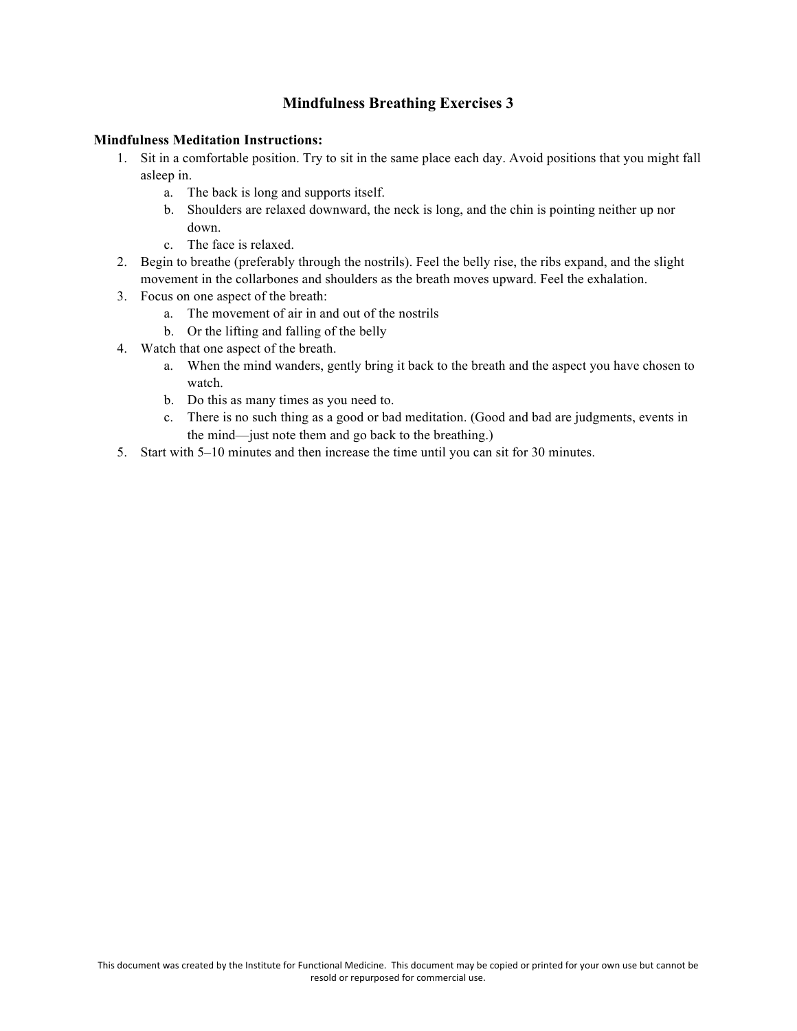# Mindfulness Breathing Exercises 3

**Mindfulness Meditation Instructions:**

1. Sit in a comfortable position. Try to sit in the same place each day. Avoid positions that you might fall asleep in.
   a. The back is long and supports itself.
   b. Shoulders are relaxed downward, the neck is long, and the chin is pointing neither up nor down.
   c. The face is relaxed.
2. Begin to breathe (preferably through the nostrils). Feel the belly rise, the ribs expand, and the slight movement in the collarbones and shoulders as the breath moves upward. Feel the exhalation.
3. Focus on one aspect of the breath:
   a. The movement of air in and out of the nostrils
   b. Or the lifting and falling of the belly
4. Watch that one aspect of the breath.
   a. When the mind wanders, gently bring it back to the breath and the aspect you have chosen to watch.
   b. Do this as many times as you need to.
   c. There is no such thing as a good or bad meditation. (Good and bad are judgments, events in the mind—just note them and go back to the breathing.)
5. Start with 5–10 minutes and then increase the time until you can sit for 30 minutes.

This document was created by the Institute for Functional Medicine. This document may be copied or printed for your own use but cannot be resold or repurposed for commercial use.